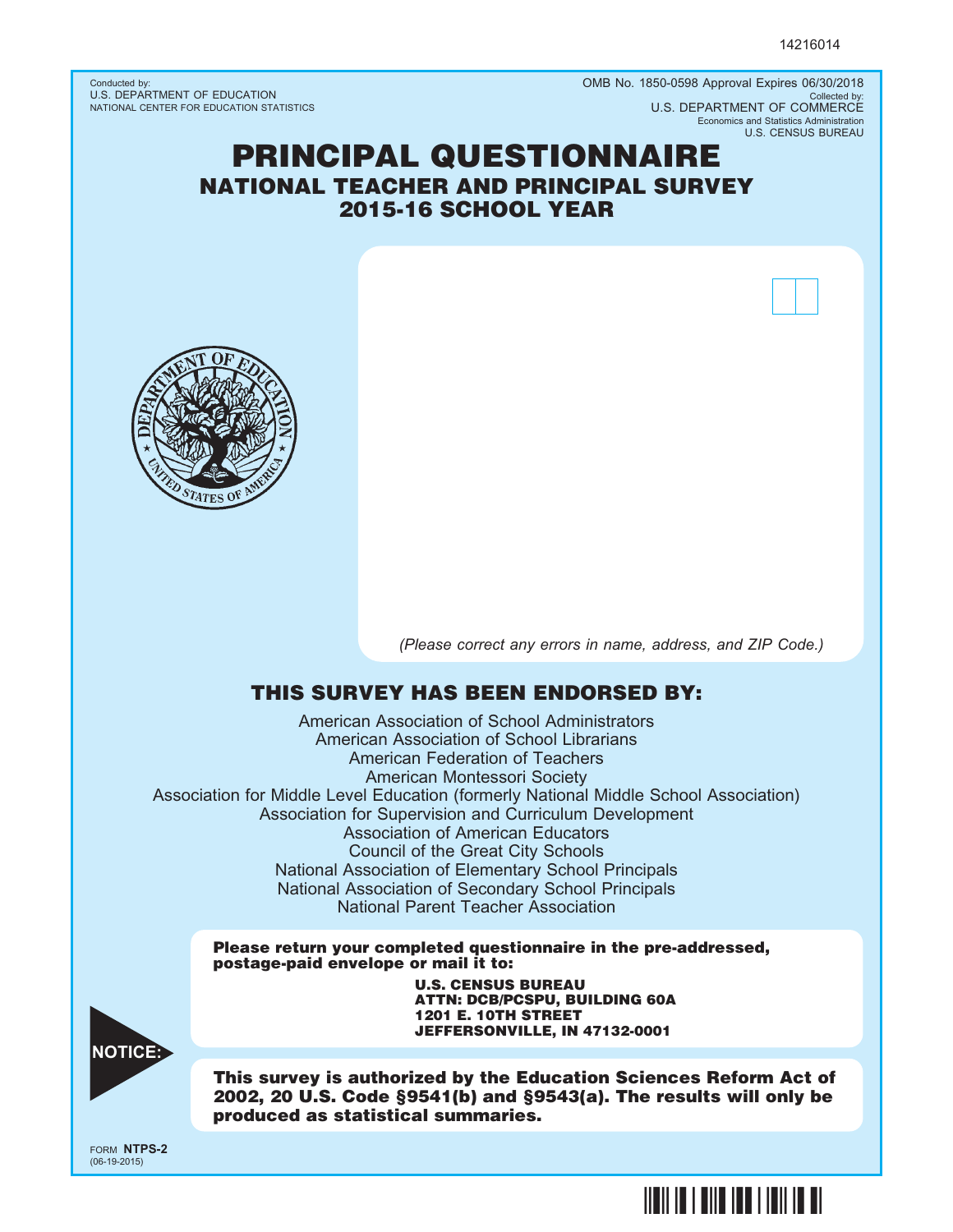14216014

Conducted by:
U.S. DEPARTMENT OF EDUCATION
NATIONAL CENTER FOR EDUCATION STATISTICS

OMB No. 1850-0598 Approval Expires 06/30/2018
Collected by:
U.S. DEPARTMENT OF COMMERCE
Economics and Statistics Administration
U.S. CENSUS BUREAU

# PRINCIPAL QUESTIONNAIRE

## NATIONAL TEACHER AND PRINCIPAL SURVEY
## 2015-16 SCHOOL YEAR

*(Please correct any errors in name, address, and ZIP Code.)*

## THIS SURVEY HAS BEEN ENDORSED BY:

American Association of School Administrators
American Association of School Librarians
American Federation of Teachers
American Montessori Society
Association for Middle Level Education (formerly National Middle School Association)
Association for Supervision and Curriculum Development
Association of American Educators
Council of the Great City Schools
National Association of Elementary School Principals
National Association of Secondary School Principals
National Parent Teacher Association

**Please return your completed questionnaire in the pre-addressed, postage-paid envelope or mail it to:**

**U.S. CENSUS BUREAU**
**ATTN: DCB/PCSPU, BUILDING 60A**
**1201 E. 10TH STREET**
**JEFFERSONVILLE, IN 47132-0001**

**NOTICE:**

**This survey is authorized by the Education Sciences Reform Act of 2002, 20 U.S. Code §9541(b) and §9543(a). The results will only be produced as statistical summaries.**

FORM **NTPS-2**
(06-19-2015)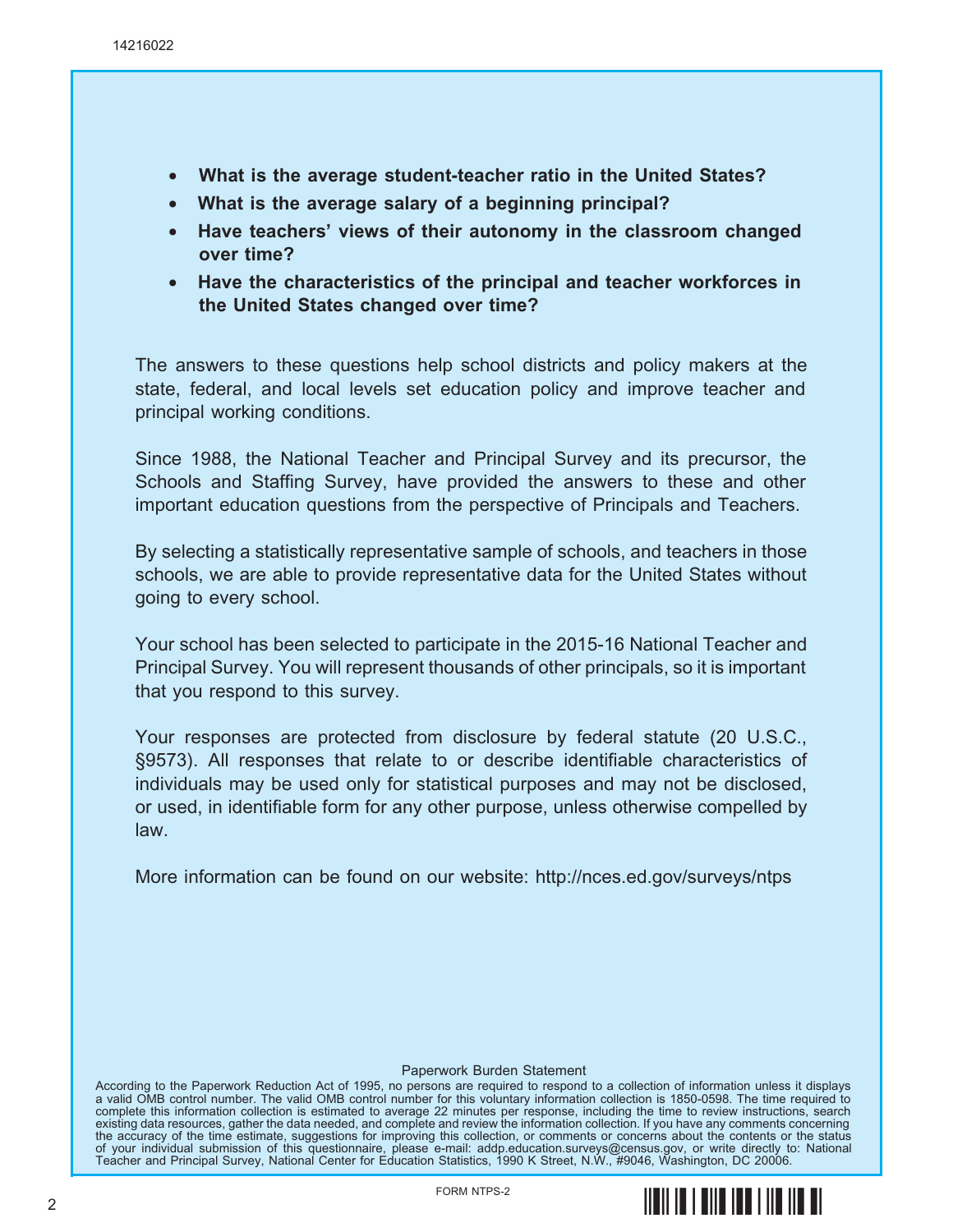- **What is the average student-teacher ratio in the United States?**
- **What is the average salary of a beginning principal?**
- **Have teachers' views of their autonomy in the classroom changed over time?**
- **Have the characteristics of the principal and teacher workforces in the United States changed over time?**

The answers to these questions help school districts and policy makers at the state, federal, and local levels set education policy and improve teacher and principal working conditions.

Since 1988, the National Teacher and Principal Survey and its precursor, the Schools and Staffing Survey, have provided the answers to these and other important education questions from the perspective of Principals and Teachers.

By selecting a statistically representative sample of schools, and teachers in those schools, we are able to provide representative data for the United States without going to every school.

Your school has been selected to participate in the 2015-16 National Teacher and Principal Survey. You will represent thousands of other principals, so it is important that you respond to this survey.

Your responses are protected from disclosure by federal statute (20 U.S.C., §9573). All responses that relate to or describe identifiable characteristics of individuals may be used only for statistical purposes and may not be disclosed, or used, in identifiable form for any other purpose, unless otherwise compelled by law.

More information can be found on our website: http://nces.ed.gov/surveys/ntps

Paperwork Burden Statement

According to the Paperwork Reduction Act of 1995, no persons are required to respond to a collection of information unless it displays a valid OMB control number. The valid OMB control number for this voluntary information collection is 1850-0598. The time required to complete this information collection is estimated to average 22 minutes per response, including the time to review instructions, search existing data resources, gather the data needed, and complete and review the information collection. If you have any comments concerning the accuracy of the time estimate, suggestions for improving this collection, or comments or concerns about the contents or the status of your individual submission of this questionnaire, please e-mail: addp.education.surveys@census.gov, or write directly to: National Teacher and Principal Survey, National Center for Education Statistics, 1990 K Street, N.W., #9046, Washington, DC 20006.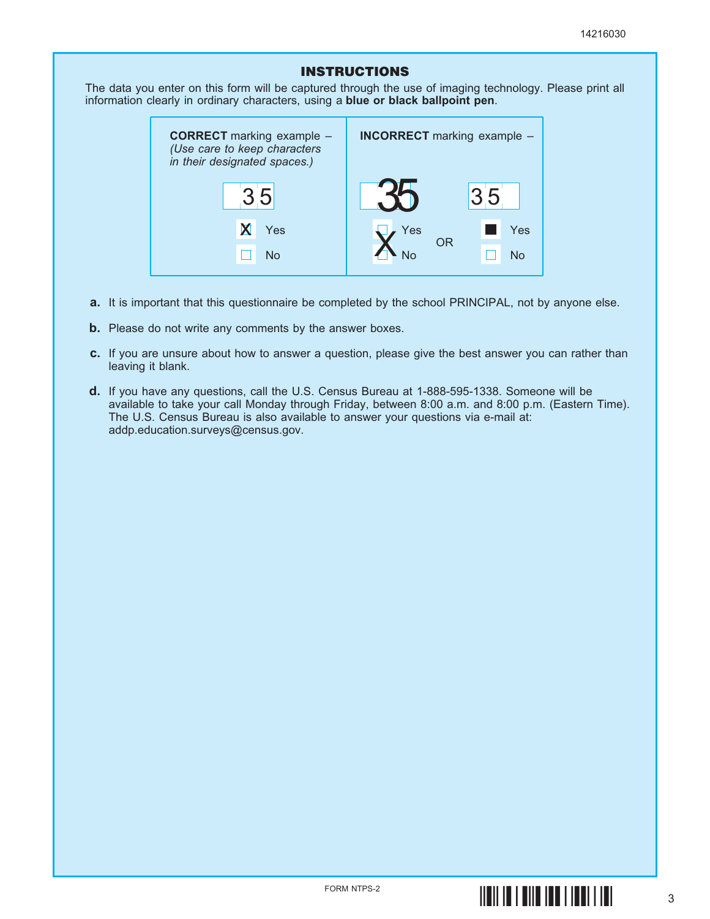# INSTRUCTIONS

The data you enter on this form will be captured through the use of imaging technology. Please print all information clearly in ordinary characters, using a **blue or black ballpoint pen**.

| **CORRECT** marking example – *(Use care to keep characters in their designated spaces.)* | **INCORRECT** marking example – |
|---|---|
| 3 5 | 35 (characters outside boxes) OR 3 5 |
| [X] Yes / [ ] No | [ ] Yes / X No (X outside box) OR ■ Yes / [ ] No |

**a.** It is important that this questionnaire be completed by the school PRINCIPAL, not by anyone else.

**b.** Please do not write any comments by the answer boxes.

**c.** If you are unsure about how to answer a question, please give the best answer you can rather than leaving it blank.

**d.** If you have any questions, call the U.S. Census Bureau at 1-888-595-1338. Someone will be available to take your call Monday through Friday, between 8:00 a.m. and 8:00 p.m. (Eastern Time). The U.S. Census Bureau is also available to answer your questions via e-mail at: addp.education.surveys@census.gov.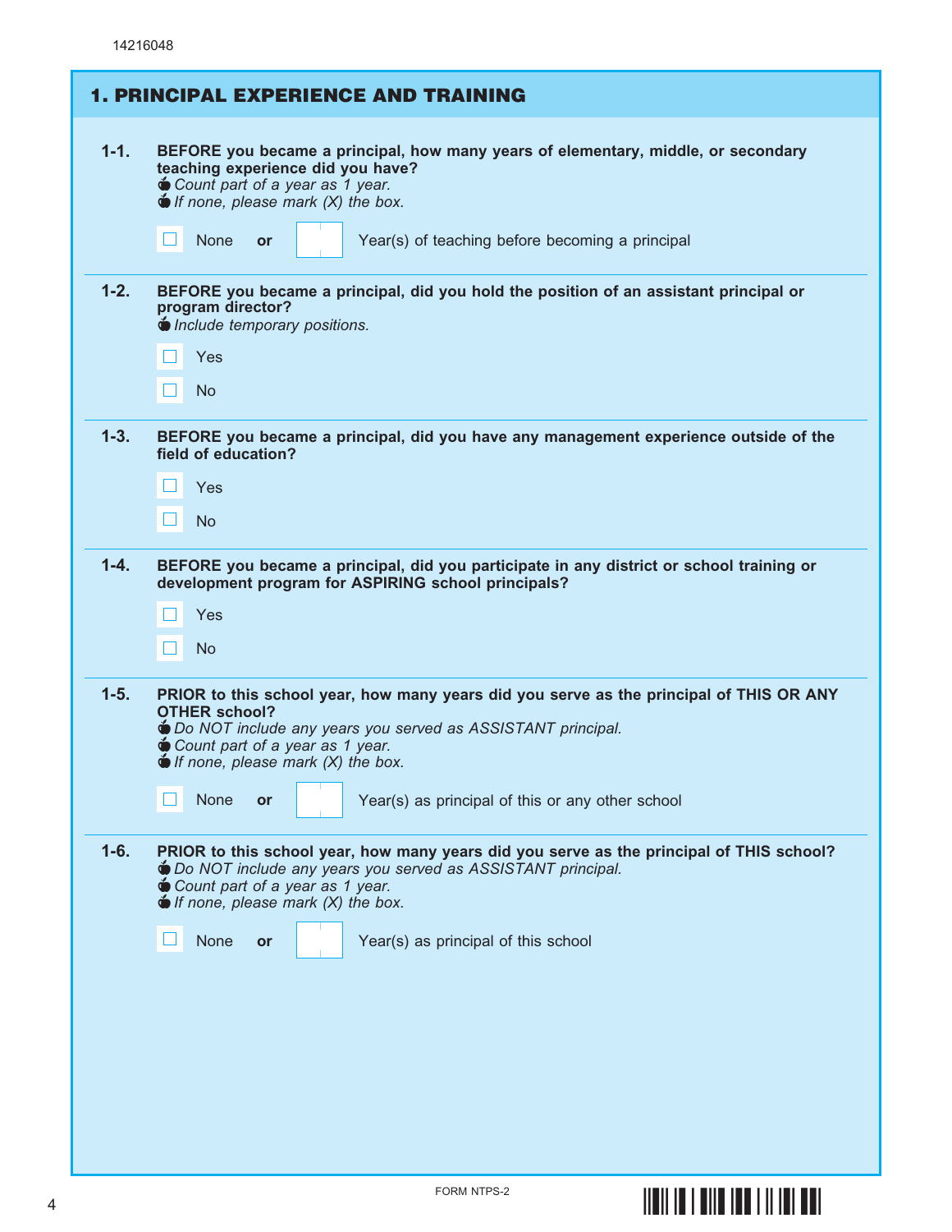## 1. PRINCIPAL EXPERIENCE AND TRAINING

**1-1. BEFORE you became a principal, how many years of elementary, middle, or secondary teaching experience did you have?**

- *Count part of a year as 1 year.*
- *If none, please mark (X) the box.*

☐ None **or** ____ Year(s) of teaching before becoming a principal

**1-2. BEFORE you became a principal, did you hold the position of an assistant principal or program director?**

- *Include temporary positions.*

☐ Yes

☐ No

**1-3. BEFORE you became a principal, did you have any management experience outside of the field of education?**

☐ Yes

☐ No

**1-4. BEFORE you became a principal, did you participate in any district or school training or development program for ASPIRING school principals?**

☐ Yes

☐ No

**1-5. PRIOR to this school year, how many years did you serve as the principal of THIS OR ANY OTHER school?**

- *Do NOT include any years you served as ASSISTANT principal.*
- *Count part of a year as 1 year.*
- *If none, please mark (X) the box.*

☐ None **or** ____ Year(s) as principal of this or any other school

**1-6. PRIOR to this school year, how many years did you serve as the principal of THIS school?**

- *Do NOT include any years you served as ASSISTANT principal.*
- *Count part of a year as 1 year.*
- *If none, please mark (X) the box.*

☐ None **or** ____ Year(s) as principal of this school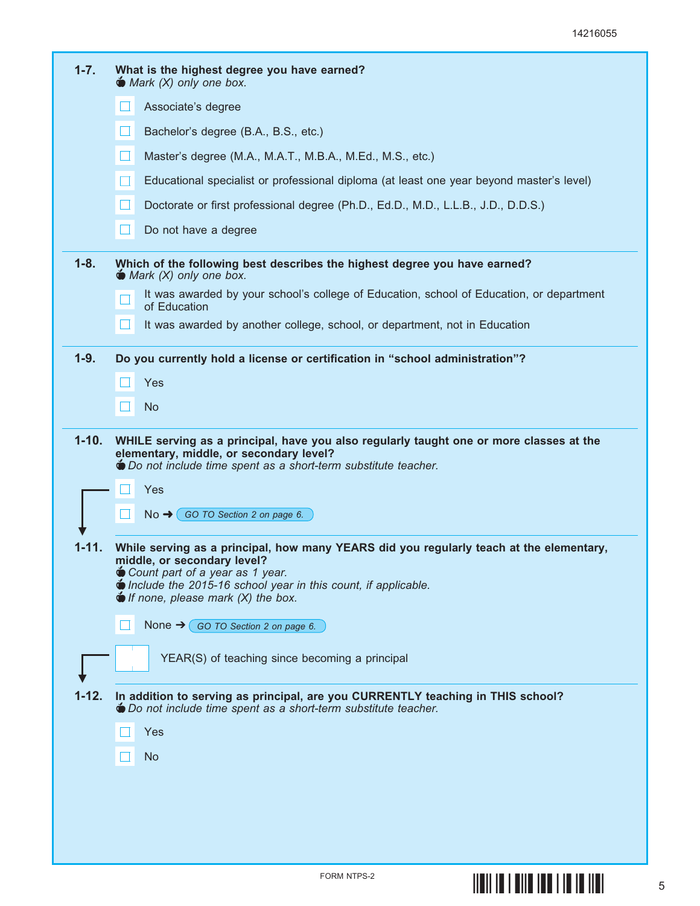**1-7. What is the highest degree you have earned?**
*Mark (X) only one box.*

- ☐ Associate's degree
- ☐ Bachelor's degree (B.A., B.S., etc.)
- ☐ Master's degree (M.A., M.A.T., M.B.A., M.Ed., M.S., etc.)
- ☐ Educational specialist or professional diploma (at least one year beyond master's level)
- ☐ Doctorate or first professional degree (Ph.D., Ed.D., M.D., L.L.B., J.D., D.D.S.)
- ☐ Do not have a degree

**1-8. Which of the following best describes the highest degree you have earned?**
*Mark (X) only one box.*

- ☐ It was awarded by your school's college of Education, school of Education, or department of Education
- ☐ It was awarded by another college, school, or department, not in Education

**1-9. Do you currently hold a license or certification in "school administration"?**

- ☐ Yes
- ☐ No

**1-10. WHILE serving as a principal, have you also regularly taught one or more classes at the elementary, middle, or secondary level?**
*Do not include time spent as a short-term substitute teacher.*

- ☐ Yes
- ☐ No → GO TO Section 2 on page 6.

**1-11. While serving as a principal, how many YEARS did you regularly teach at the elementary, middle, or secondary level?**
*Count part of a year as 1 year.*
*Include the 2015-16 school year in this count, if applicable.*
*If none, please mark (X) the box.*

- ☐ None → GO TO Section 2 on page 6.
- ____ YEAR(S) of teaching since becoming a principal

**1-12. In addition to serving as principal, are you CURRENTLY teaching in THIS school?**
*Do not include time spent as a short-term substitute teacher.*

- ☐ Yes
- ☐ No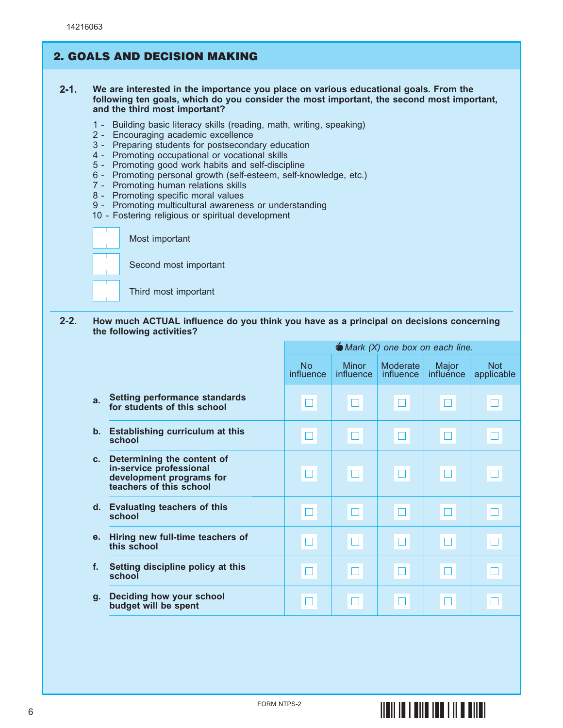## 2. GOALS AND DECISION MAKING

**2-1. We are interested in the importance you place on various educational goals. From the following ten goals, which do you consider the most important, the second most important, and the third most important?**

1 - Building basic literacy skills (reading, math, writing, speaking)
2 - Encouraging academic excellence
3 - Preparing students for postsecondary education
4 - Promoting occupational or vocational skills
5 - Promoting good work habits and self-discipline
6 - Promoting personal growth (self-esteem, self-knowledge, etc.)
7 - Promoting human relations skills
8 - Promoting specific moral values
9 - Promoting multicultural awareness or understanding
10 - Fostering religious or spiritual development

☐ Most important

☐ Second most important

☐ Third most important

**2-2. How much ACTUAL influence do you think you have as a principal on decisions concerning the following activities?**

*Mark (X) one box on each line.*

| | No influence | Minor influence | Moderate influence | Major influence | Not applicable |
|---|---|---|---|---|---|
| **a. Setting performance standards for students of this school** | ☐ | ☐ | ☐ | ☐ | ☐ |
| **b. Establishing curriculum at this school** | ☐ | ☐ | ☐ | ☐ | ☐ |
| **c. Determining the content of in-service professional development programs for teachers of this school** | ☐ | ☐ | ☐ | ☐ | ☐ |
| **d. Evaluating teachers of this school** | ☐ | ☐ | ☐ | ☐ | ☐ |
| **e. Hiring new full-time teachers of this school** | ☐ | ☐ | ☐ | ☐ | ☐ |
| **f. Setting discipline policy at this school** | ☐ | ☐ | ☐ | ☐ | ☐ |
| **g. Deciding how your school budget will be spent** | ☐ | ☐ | ☐ | ☐ | ☐ |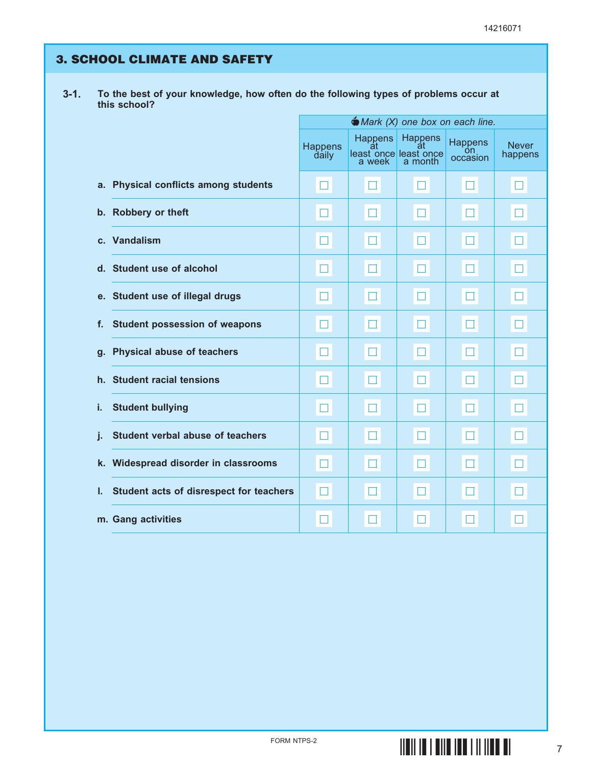14216071

## 3. SCHOOL CLIMATE AND SAFETY

**3-1.** **To the best of your knowledge, how often do the following types of problems occur at this school?**

| | *Mark (X) one box on each line.* | | | | |
|---|---|---|---|---|---|
| | Happens daily | Happens at least once a week | Happens at least once a month | Happens on occasion | Never happens |
| **a. Physical conflicts among students** | ☐ | ☐ | ☐ | ☐ | ☐ |
| **b. Robbery or theft** | ☐ | ☐ | ☐ | ☐ | ☐ |
| **c. Vandalism** | ☐ | ☐ | ☐ | ☐ | ☐ |
| **d. Student use of alcohol** | ☐ | ☐ | ☐ | ☐ | ☐ |
| **e. Student use of illegal drugs** | ☐ | ☐ | ☐ | ☐ | ☐ |
| **f. Student possession of weapons** | ☐ | ☐ | ☐ | ☐ | ☐ |
| **g. Physical abuse of teachers** | ☐ | ☐ | ☐ | ☐ | ☐ |
| **h. Student racial tensions** | ☐ | ☐ | ☐ | ☐ | ☐ |
| **i. Student bullying** | ☐ | ☐ | ☐ | ☐ | ☐ |
| **j. Student verbal abuse of teachers** | ☐ | ☐ | ☐ | ☐ | ☐ |
| **k. Widespread disorder in classrooms** | ☐ | ☐ | ☐ | ☐ | ☐ |
| **l. Student acts of disrespect for teachers** | ☐ | ☐ | ☐ | ☐ | ☐ |
| **m. Gang activities** | ☐ | ☐ | ☐ | ☐ | ☐ |

FORM NTPS-2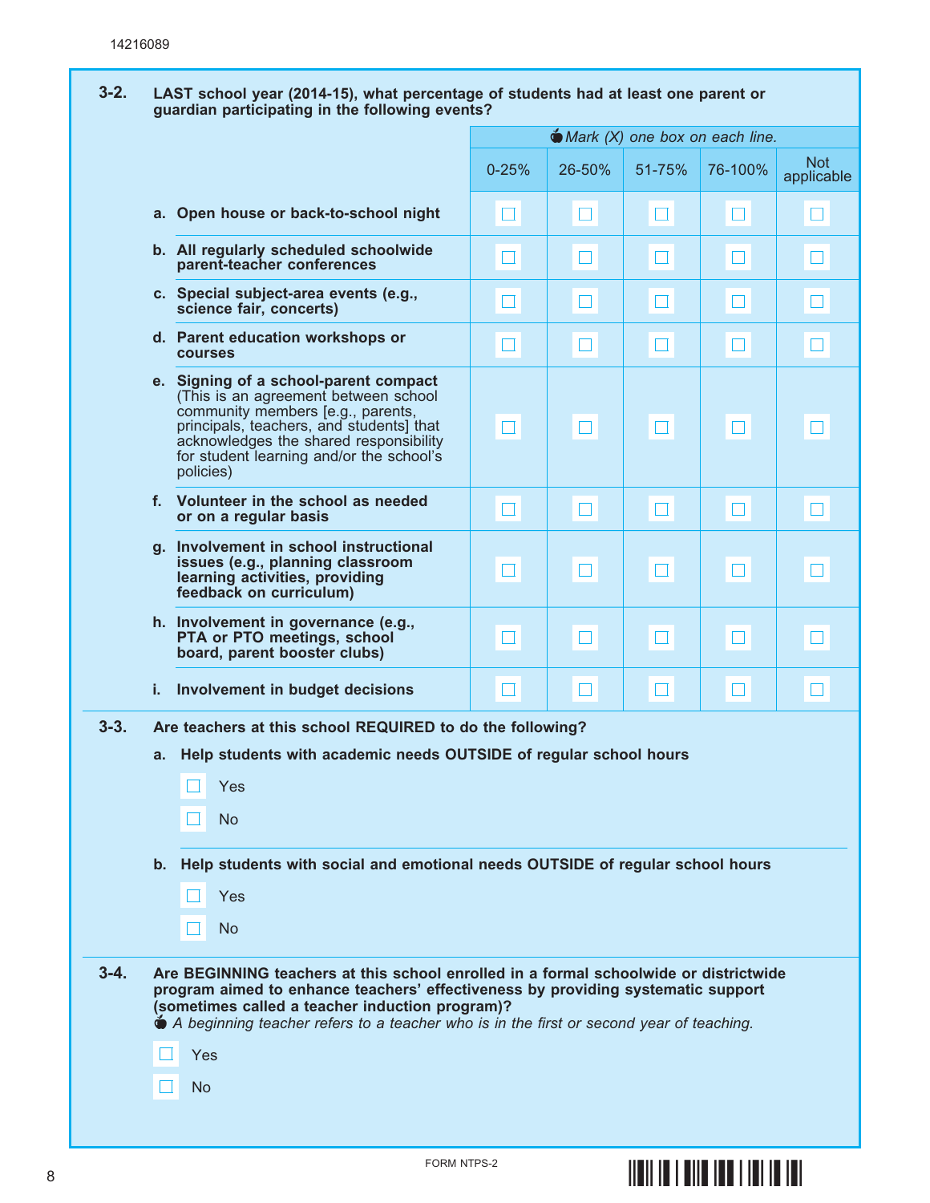14216089

**3-2. LAST school year (2014-15), what percentage of students had at least one parent or guardian participating in the following events?**

*Mark (X) one box on each line.*

| | 0-25% | 26-50% | 51-75% | 76-100% | Not applicable |
|---|---|---|---|---|---|
| **a. Open house or back-to-school night** | ☐ | ☐ | ☐ | ☐ | ☐ |
| **b. All regularly scheduled schoolwide parent-teacher conferences** | ☐ | ☐ | ☐ | ☐ | ☐ |
| **c. Special subject-area events (e.g., science fair, concerts)** | ☐ | ☐ | ☐ | ☐ | ☐ |
| **d. Parent education workshops or courses** | ☐ | ☐ | ☐ | ☐ | ☐ |
| **e. Signing of a school-parent compact** (This is an agreement between school community members [e.g., parents, principals, teachers, and students] that acknowledges the shared responsibility for student learning and/or the school's policies) | ☐ | ☐ | ☐ | ☐ | ☐ |
| **f. Volunteer in the school as needed or on a regular basis** | ☐ | ☐ | ☐ | ☐ | ☐ |
| **g. Involvement in school instructional issues (e.g., planning classroom learning activities, providing feedback on curriculum)** | ☐ | ☐ | ☐ | ☐ | ☐ |
| **h. Involvement in governance (e.g., PTA or PTO meetings, school board, parent booster clubs)** | ☐ | ☐ | ☐ | ☐ | ☐ |
| **i. Involvement in budget decisions** | ☐ | ☐ | ☐ | ☐ | ☐ |

**3-3. Are teachers at this school REQUIRED to do the following?**

**a. Help students with academic needs OUTSIDE of regular school hours**

☐ Yes

☐ No

**b. Help students with social and emotional needs OUTSIDE of regular school hours**

☐ Yes

☐ No

**3-4. Are BEGINNING teachers at this school enrolled in a formal schoolwide or districtwide program aimed to enhance teachers' effectiveness by providing systematic support (sometimes called a teacher induction program)?**

*A beginning teacher refers to a teacher who is in the first or second year of teaching.*

☐ Yes

☐ No

FORM NTPS-2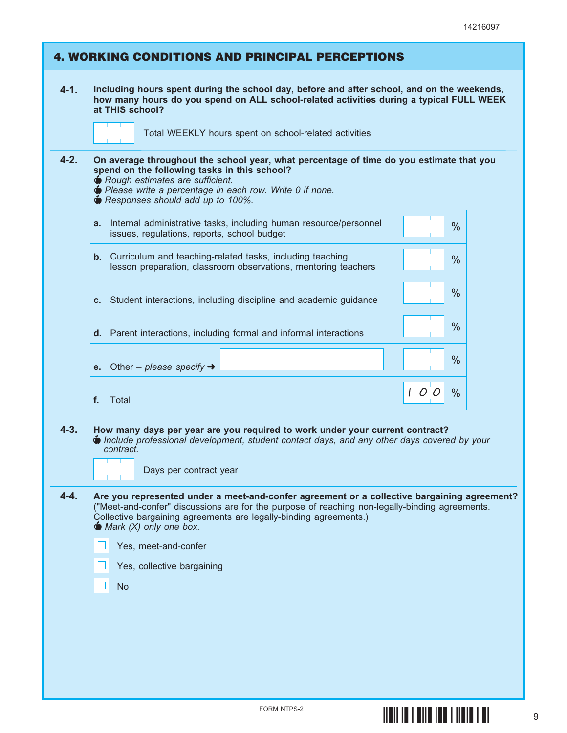## 4. WORKING CONDITIONS AND PRINCIPAL PERCEPTIONS

**4-1.** **Including hours spent during the school day, before and after school, and on the weekends, how many hours do you spend on ALL school-related activities during a typical FULL WEEK at THIS school?**

[ ] Total WEEKLY hours spent on school-related activities

**4-2.** **On average throughout the school year, what percentage of time do you estimate that you spend on the following tasks in this school?**
- *Rough estimates are sufficient.*
- *Please write a percentage in each row. Write 0 if none.*
- *Responses should add up to 100%.*

| Task | Percentage |
|---|---|
| **a.** Internal administrative tasks, including human resource/personnel issues, regulations, reports, school budget | [ ] % |
| **b.** Curriculum and teaching-related tasks, including teaching, lesson preparation, classroom observations, mentoring teachers | [ ] % |
| **c.** Student interactions, including discipline and academic guidance | [ ] % |
| **d.** Parent interactions, including formal and informal interactions | [ ] % |
| **e.** Other – *please specify* ➜ [ ] | [ ] % |
| **f.** Total | 100 % |

**4-3.** **How many days per year are you required to work under your current contract?**
- *Include professional development, student contact days, and any other days covered by your contract.*

[ ] Days per contract year

**4-4.** **Are you represented under a meet-and-confer agreement or a collective bargaining agreement?** ("Meet-and-confer" discussions are for the purpose of reaching non-legally-binding agreements. Collective bargaining agreements are legally-binding agreements.)
- *Mark (X) only one box.*

- [ ] Yes, meet-and-confer
- [ ] Yes, collective bargaining
- [ ] No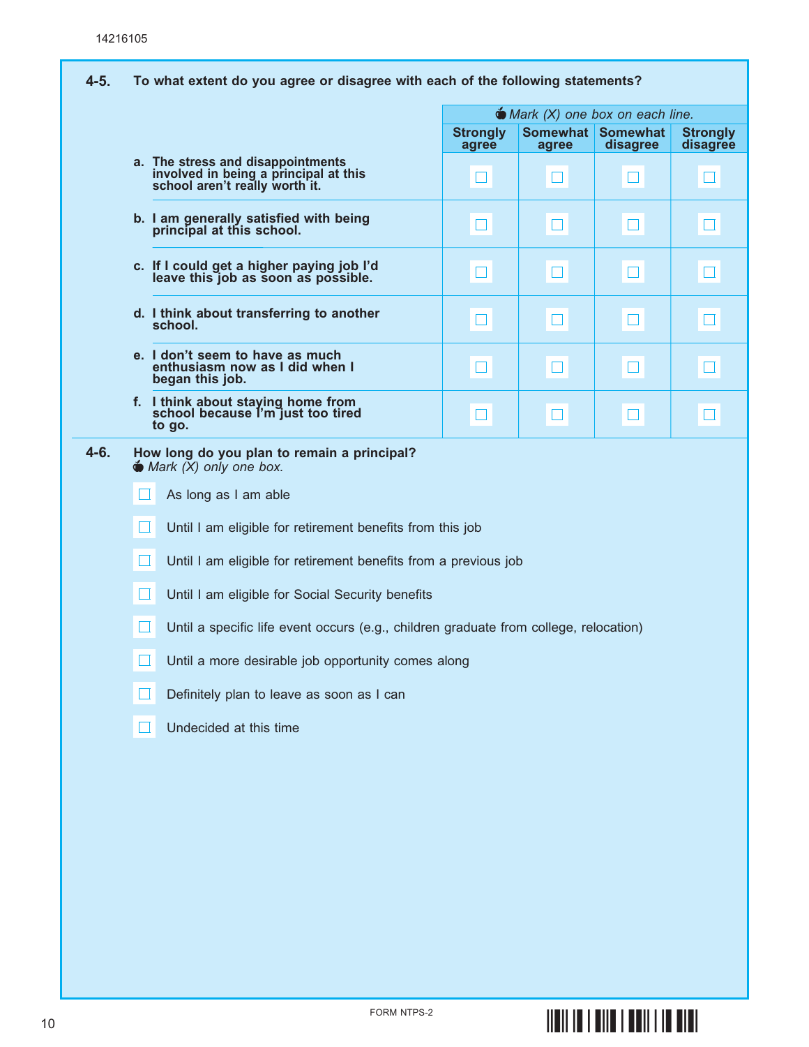14216105

**4-5.** **To what extent do you agree or disagree with each of the following statements?**

*Mark (X) one box on each line.*

| | Strongly agree | Somewhat agree | Somewhat disagree | Strongly disagree |
|---|---|---|---|---|
| **a.** **The stress and disappointments involved in being a principal at this school aren't really worth it.** | ☐ | ☐ | ☐ | ☐ |
| **b.** **I am generally satisfied with being principal at this school.** | ☐ | ☐ | ☐ | ☐ |
| **c.** **If I could get a higher paying job I'd leave this job as soon as possible.** | ☐ | ☐ | ☐ | ☐ |
| **d.** **I think about transferring to another school.** | ☐ | ☐ | ☐ | ☐ |
| **e.** **I don't seem to have as much enthusiasm now as I did when I began this job.** | ☐ | ☐ | ☐ | ☐ |
| **f.** **I think about staying home from school because I'm just too tired to go.** | ☐ | ☐ | ☐ | ☐ |

**4-6.** **How long do you plan to remain a principal?**
*Mark (X) only one box.*

- ☐ As long as I am able
- ☐ Until I am eligible for retirement benefits from this job
- ☐ Until I am eligible for retirement benefits from a previous job
- ☐ Until I am eligible for Social Security benefits
- ☐ Until a specific life event occurs (e.g., children graduate from college, relocation)
- ☐ Until a more desirable job opportunity comes along
- ☐ Definitely plan to leave as soon as I can
- ☐ Undecided at this time

FORM NTPS-2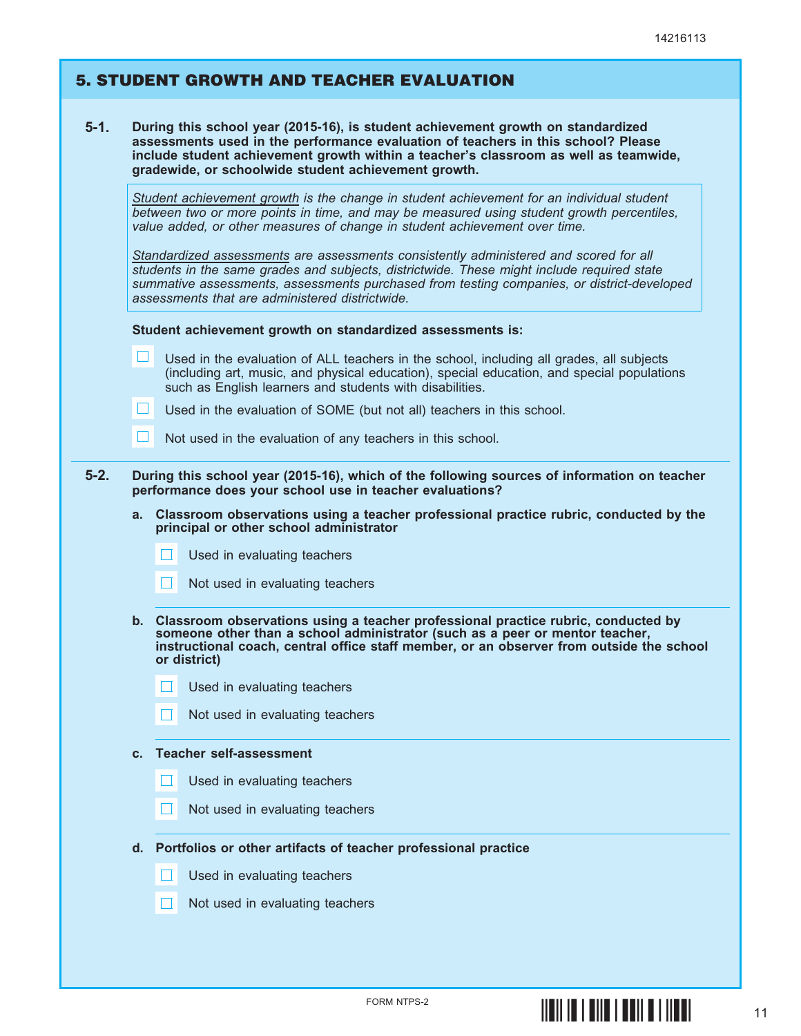## 5. STUDENT GROWTH AND TEACHER EVALUATION

**5-1. During this school year (2015-16), is student achievement growth on standardized assessments used in the performance evaluation of teachers in this school? Please include student achievement growth within a teacher's classroom as well as teamwide, gradewide, or schoolwide student achievement growth.**

> *Student achievement growth is the change in student achievement for an individual student between two or more points in time, and may be measured using student growth percentiles, value added, or other measures of change in student achievement over time.*
>
> *Standardized assessments are assessments consistently administered and scored for all students in the same grades and subjects, districtwide. These might include required state summative assessments, assessments purchased from testing companies, or district-developed assessments that are administered districtwide.*

**Student achievement growth on standardized assessments is:**

- ☐ Used in the evaluation of ALL teachers in the school, including all grades, all subjects (including art, music, and physical education), special education, and special populations such as English learners and students with disabilities.
- ☐ Used in the evaluation of SOME (but not all) teachers in this school.
- ☐ Not used in the evaluation of any teachers in this school.

**5-2. During this school year (2015-16), which of the following sources of information on teacher performance does your school use in teacher evaluations?**

**a. Classroom observations using a teacher professional practice rubric, conducted by the principal or other school administrator**

- ☐ Used in evaluating teachers
- ☐ Not used in evaluating teachers

**b. Classroom observations using a teacher professional practice rubric, conducted by someone other than a school administrator (such as a peer or mentor teacher, instructional coach, central office staff member, or an observer from outside the school or district)**

- ☐ Used in evaluating teachers
- ☐ Not used in evaluating teachers

**c. Teacher self-assessment**

- ☐ Used in evaluating teachers
- ☐ Not used in evaluating teachers

**d. Portfolios or other artifacts of teacher professional practice**

- ☐ Used in evaluating teachers
- ☐ Not used in evaluating teachers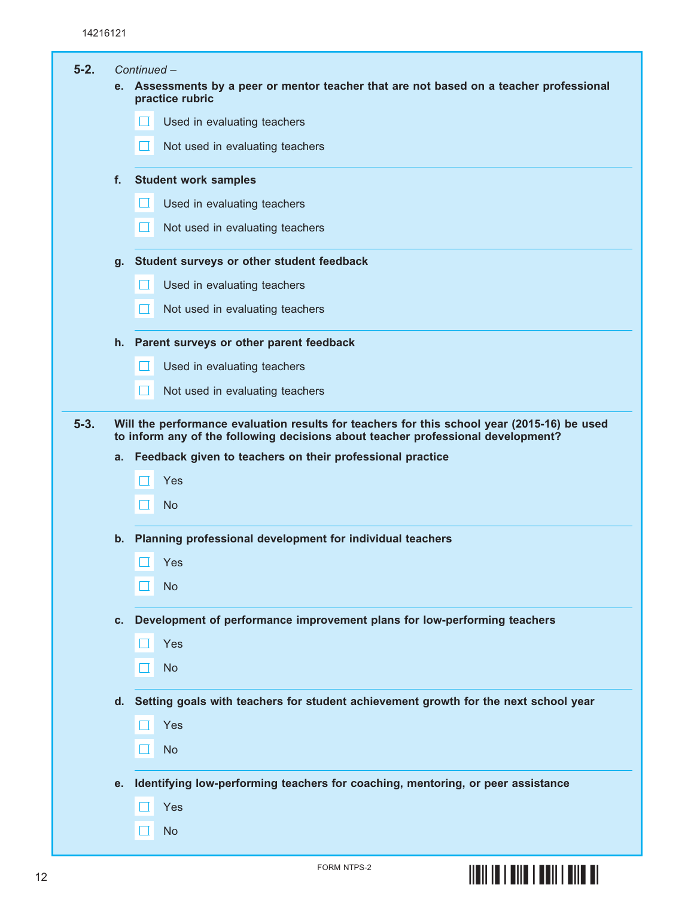**5-2.** *Continued –*

**e. Assessments by a peer or mentor teacher that are not based on a teacher professional practice rubric**

- ☐ Used in evaluating teachers
- ☐ Not used in evaluating teachers

**f. Student work samples**

- ☐ Used in evaluating teachers
- ☐ Not used in evaluating teachers

**g. Student surveys or other student feedback**

- ☐ Used in evaluating teachers
- ☐ Not used in evaluating teachers

**h. Parent surveys or other parent feedback**

- ☐ Used in evaluating teachers
- ☐ Not used in evaluating teachers

**5-3. Will the performance evaluation results for teachers for this school year (2015-16) be used to inform any of the following decisions about teacher professional development?**

**a. Feedback given to teachers on their professional practice**

- ☐ Yes
- ☐ No

**b. Planning professional development for individual teachers**

- ☐ Yes
- ☐ No

**c. Development of performance improvement plans for low-performing teachers**

- ☐ Yes
- ☐ No

**d. Setting goals with teachers for student achievement growth for the next school year**

- ☐ Yes
- ☐ No

**e. Identifying low-performing teachers for coaching, mentoring, or peer assistance**

- ☐ Yes
- ☐ No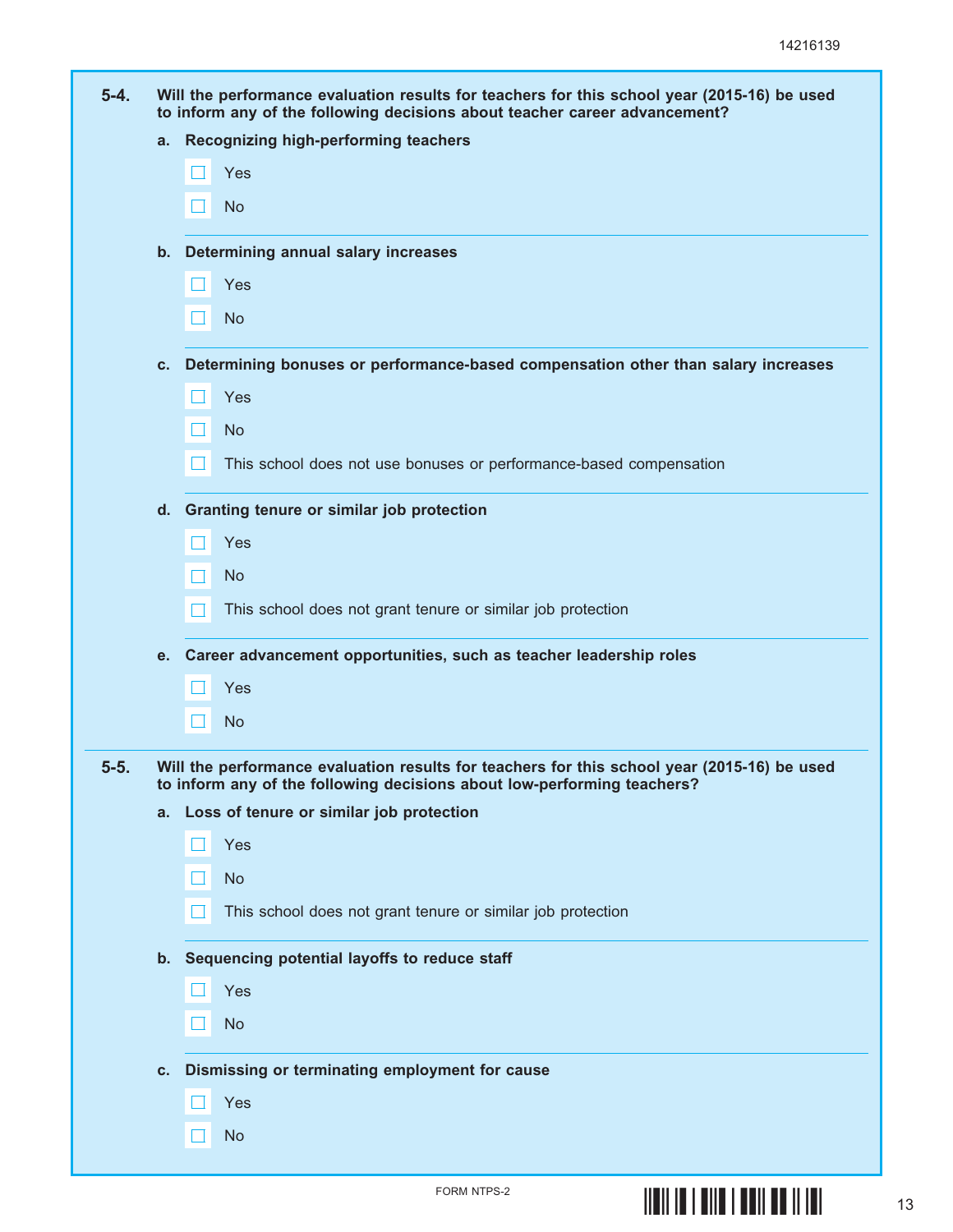**5-4. Will the performance evaluation results for teachers for this school year (2015-16) be used to inform any of the following decisions about teacher career advancement?**

**a. Recognizing high-performing teachers**

- ☐ Yes
- ☐ No

**b. Determining annual salary increases**

- ☐ Yes
- ☐ No

**c. Determining bonuses or performance-based compensation other than salary increases**

- ☐ Yes
- ☐ No
- ☐ This school does not use bonuses or performance-based compensation

**d. Granting tenure or similar job protection**

- ☐ Yes
- ☐ No
- ☐ This school does not grant tenure or similar job protection

**e. Career advancement opportunities, such as teacher leadership roles**

- ☐ Yes
- ☐ No

**5-5. Will the performance evaluation results for teachers for this school year (2015-16) be used to inform any of the following decisions about low-performing teachers?**

**a. Loss of tenure or similar job protection**

- ☐ Yes
- ☐ No
- ☐ This school does not grant tenure or similar job protection

**b. Sequencing potential layoffs to reduce staff**

- ☐ Yes
- ☐ No

**c. Dismissing or terminating employment for cause**

- ☐ Yes
- ☐ No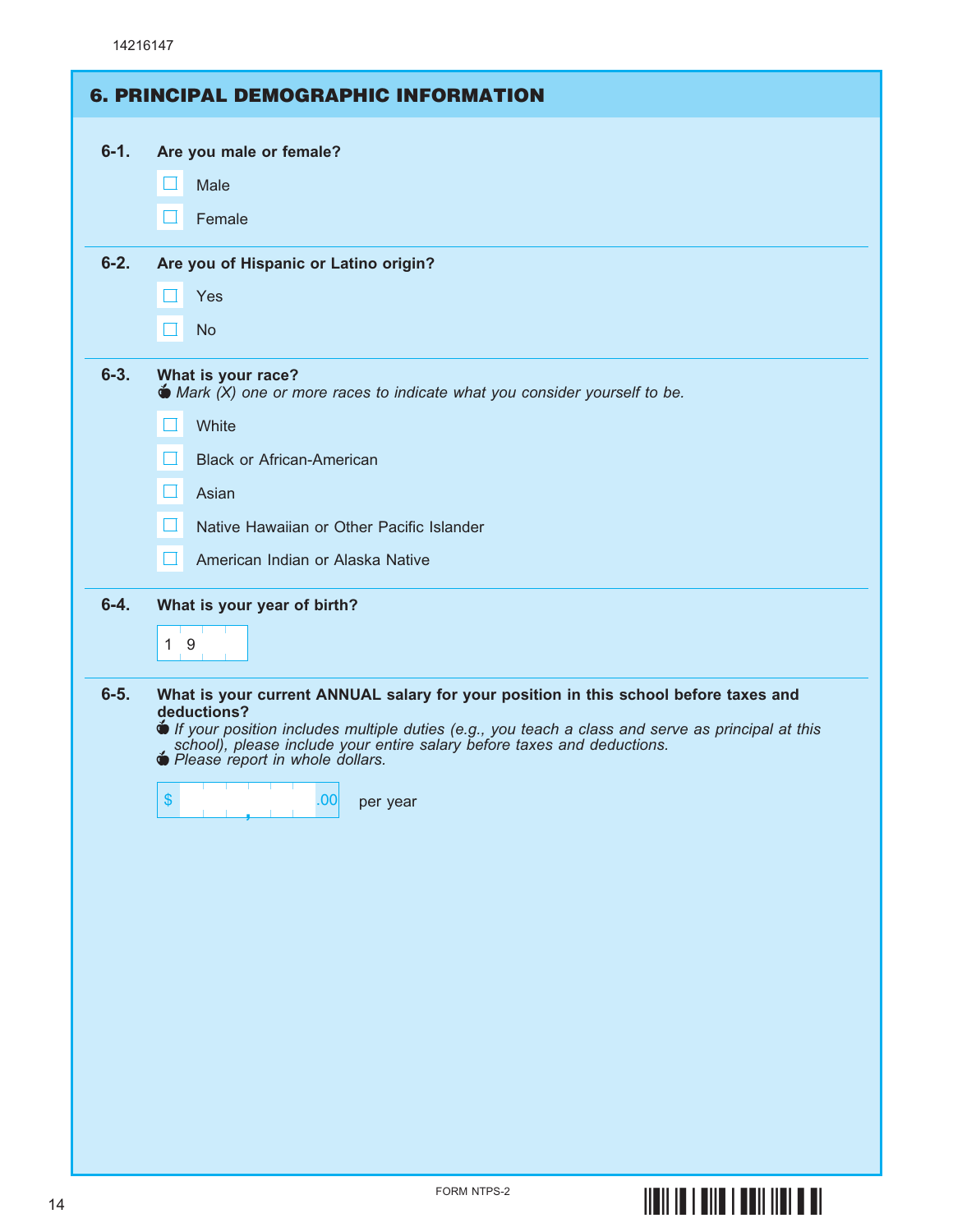14216147

## 6. PRINCIPAL DEMOGRAPHIC INFORMATION

**6-1. Are you male or female?**

- ☐ Male
- ☐ Female

**6-2. Are you of Hispanic or Latino origin?**

- ☐ Yes
- ☐ No

**6-3. What is your race?**

*Mark (X) one or more races to indicate what you consider yourself to be.*

- ☐ White
- ☐ Black or African-American
- ☐ Asian
- ☐ Native Hawaiian or Other Pacific Islander
- ☐ American Indian or Alaska Native

**6-4. What is your year of birth?**

1 9 _ _

**6-5. What is your current ANNUAL salary for your position in this school before taxes and deductions?**

- *If your position includes multiple duties (e.g., you teach a class and serve as principal at this school), please include your entire salary before taxes and deductions.*
- *Please report in whole dollars.*

$ ___,___ .00 per year

FORM NTPS-2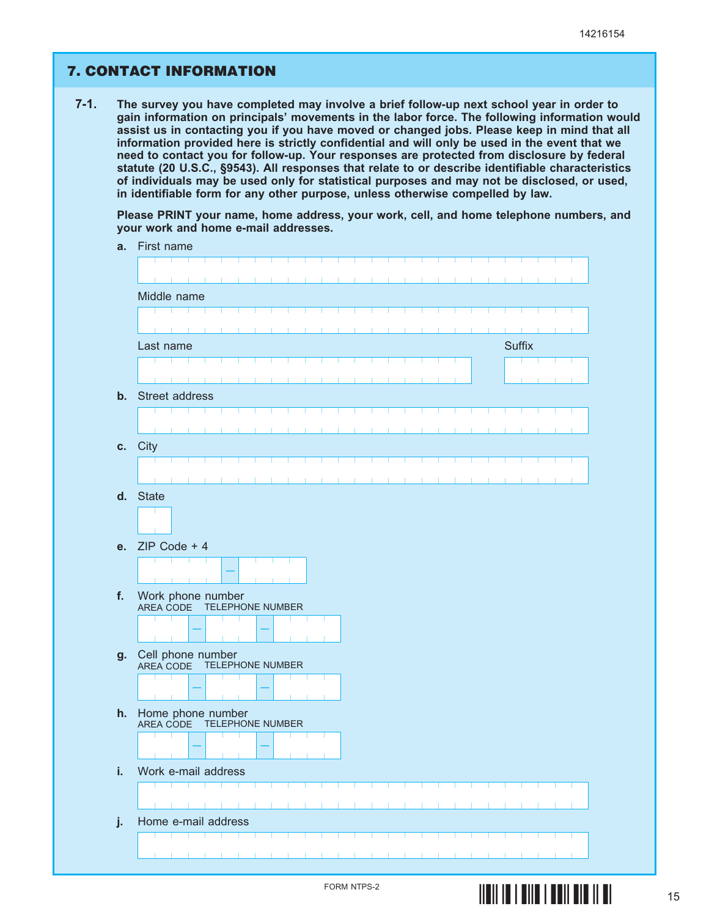## 7. CONTACT INFORMATION

**7-1.** **The survey you have completed may involve a brief follow-up next school year in order to gain information on principals' movements in the labor force. The following information would assist us in contacting you if you have moved or changed jobs. Please keep in mind that all information provided here is strictly confidential and will only be used in the event that we need to contact you for follow-up. Your responses are protected from disclosure by federal statute (20 U.S.C., §9543). All responses that relate to or describe identifiable characteristics of individuals may be used only for statistical purposes and may not be disclosed, or used, in identifiable form for any other purpose, unless otherwise compelled by law.**

**Please PRINT your name, home address, your work, cell, and home telephone numbers, and your work and home e-mail addresses.**

**a.** First name

Middle name

Last name

Suffix

**b.** Street address

**c.** City

**d.** State

**e.** ZIP Code + 4

–

**f.** Work phone number

AREA CODE TELEPHONE NUMBER

– –

**g.** Cell phone number

AREA CODE TELEPHONE NUMBER

– –

**h.** Home phone number

AREA CODE TELEPHONE NUMBER

– –

**i.** Work e-mail address

**j.** Home e-mail address

FORM NTPS-2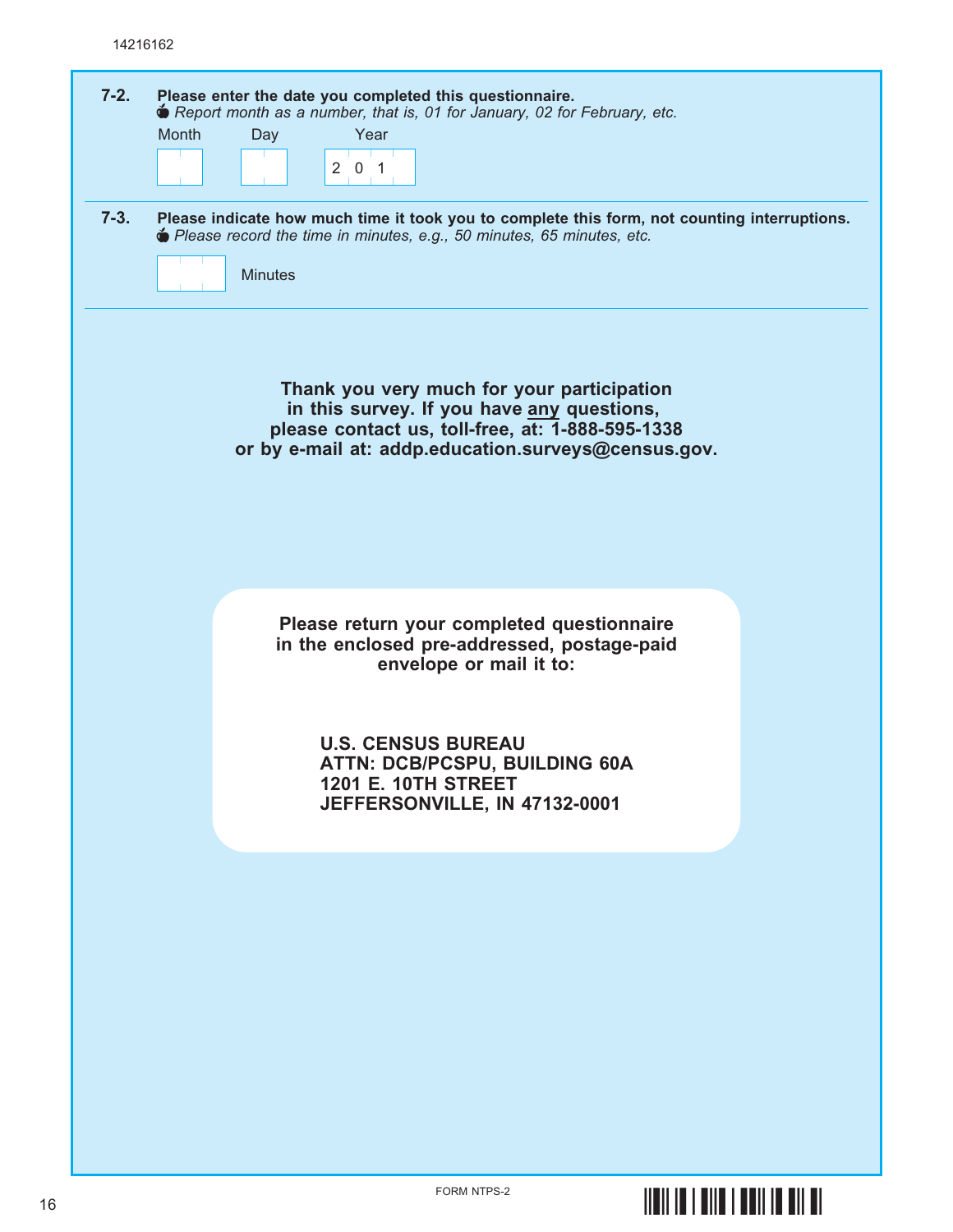**7-2.** **Please enter the date you completed this questionnaire.**

*Report month as a number, that is, 01 for January, 02 for February, etc.*

| Month | Day | Year |
|---|---|---|
| | | 2 0 1 |

**7-3.** **Please indicate how much time it took you to complete this form, not counting interruptions.**

*Please record the time in minutes, e.g., 50 minutes, 65 minutes, etc.*

[ ] Minutes

**Thank you very much for your participation in this survey. If you have any questions, please contact us, toll-free, at: 1-888-595-1338 or by e-mail at: addp.education.surveys@census.gov.**

**Please return your completed questionnaire in the enclosed pre-addressed, postage-paid envelope or mail it to:**

**U.S. CENSUS BUREAU**
**ATTN: DCB/PCSPU, BUILDING 60A**
**1201 E. 10TH STREET**
**JEFFERSONVILLE, IN 47132-0001**

FORM NTPS-2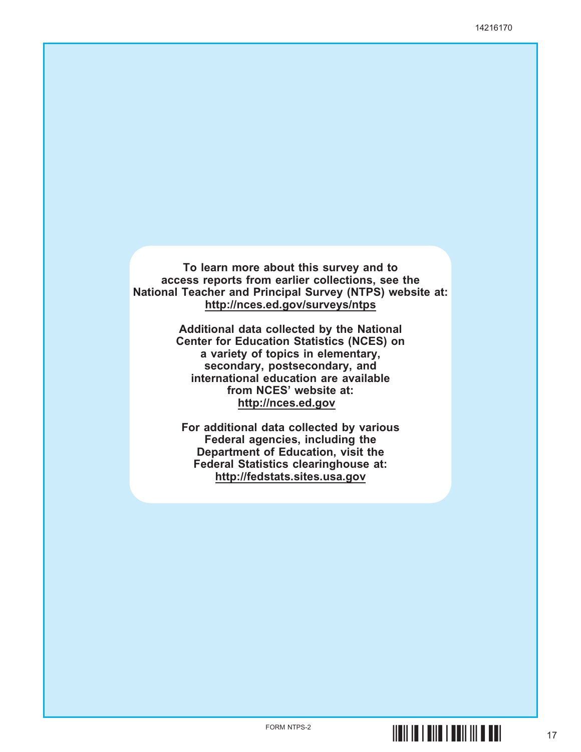**To learn more about this survey and to access reports from earlier collections, see the National Teacher and Principal Survey (NTPS) website at: http://nces.ed.gov/surveys/ntps**

**Additional data collected by the National Center for Education Statistics (NCES) on a variety of topics in elementary, secondary, postsecondary, and international education are available from NCES' website at: http://nces.ed.gov**

**For additional data collected by various Federal agencies, including the Department of Education, visit the Federal Statistics clearinghouse at: http://fedstats.sites.usa.gov**

FORM NTPS-2